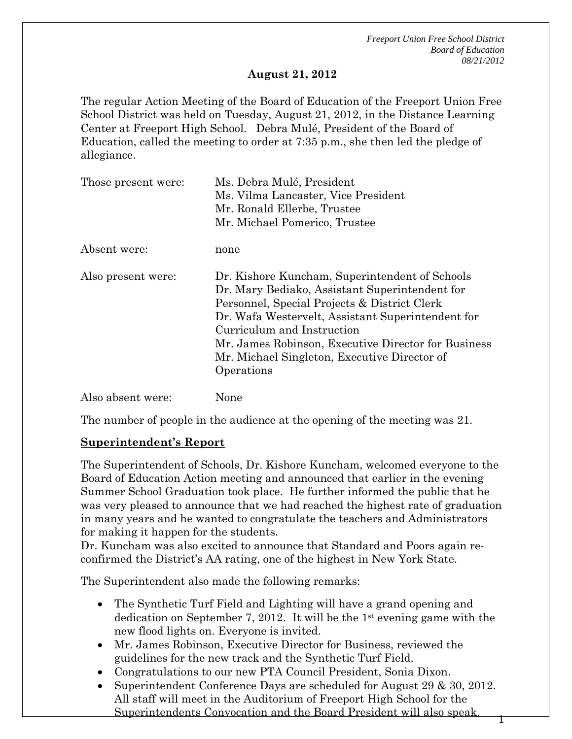**August 21, 2012**

The regular Action Meeting of the Board of Education of the Freeport Union Free School District was held on Tuesday, August 21, 2012, in the Distance Learning Center at Freeport High School. Debra Mulé, President of the Board of Education, called the meeting to order at 7:35 p.m., she then led the pledge of allegiance.

| | |
|---|---|
| Those present were: | Ms. Debra Mulé, President<br>Ms. Vilma Lancaster, Vice President<br>Mr. Ronald Ellerbe, Trustee<br>Mr. Michael Pomerico, Trustee |
| Absent were: | none |
| Also present were: | Dr. Kishore Kuncham, Superintendent of Schools<br>Dr. Mary Bediako, Assistant Superintendent for Personnel, Special Projects & District Clerk<br>Dr. Wafa Westervelt, Assistant Superintendent for Curriculum and Instruction<br>Mr. James Robinson, Executive Director for Business<br>Mr. Michael Singleton, Executive Director of Operations |
| Also absent were: | None |

The number of people in the audience at the opening of the meeting was 21.

**Superintendent's Report**

The Superintendent of Schools, Dr. Kishore Kuncham, welcomed everyone to the Board of Education Action meeting and announced that earlier in the evening Summer School Graduation took place. He further informed the public that he was very pleased to announce that we had reached the highest rate of graduation in many years and he wanted to congratulate the teachers and Administrators for making it happen for the students.
Dr. Kuncham was also excited to announce that Standard and Poors again re-confirmed the District's AA rating, one of the highest in New York State.

The Superintendent also made the following remarks:

- The Synthetic Turf Field and Lighting will have a grand opening and dedication on September 7, 2012. It will be the 1st evening game with the new flood lights on. Everyone is invited.
- Mr. James Robinson, Executive Director for Business, reviewed the guidelines for the new track and the Synthetic Turf Field.
- Congratulations to our new PTA Council President, Sonia Dixon.
- Superintendent Conference Days are scheduled for August 29 & 30, 2012. All staff will meet in the Auditorium of Freeport High School for the Superintendents Convocation and the Board President will also speak.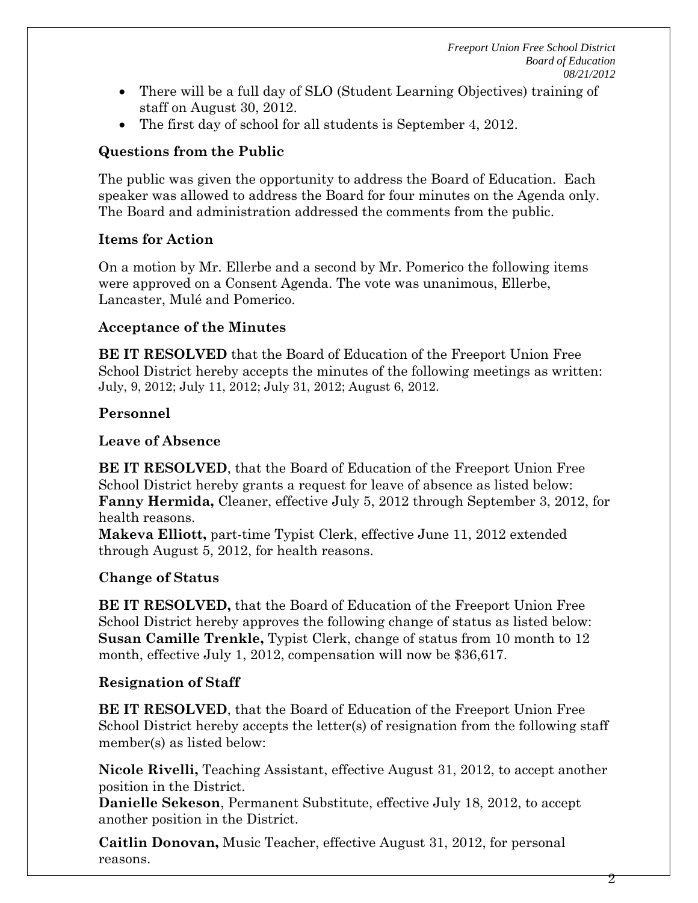- There will be a full day of SLO (Student Learning Objectives) training of staff on August 30, 2012.
- The first day of school for all students is September 4, 2012.

### Questions from the Public

The public was given the opportunity to address the Board of Education. Each speaker was allowed to address the Board for four minutes on the Agenda only. The Board and administration addressed the comments from the public.

### Items for Action

On a motion by Mr. Ellerbe and a second by Mr. Pomerico the following items were approved on a Consent Agenda. The vote was unanimous, Ellerbe, Lancaster, Mulé and Pomerico.

### Acceptance of the Minutes

**BE IT RESOLVED** that the Board of Education of the Freeport Union Free School District hereby accepts the minutes of the following meetings as written: July, 9, 2012; July 11, 2012; July 31, 2012; August 6, 2012.

### Personnel

### Leave of Absence

**BE IT RESOLVED**, that the Board of Education of the Freeport Union Free School District hereby grants a request for leave of absence as listed below:
**Fanny Hermida,** Cleaner, effective July 5, 2012 through September 3, 2012, for health reasons.
**Makeva Elliott,** part-time Typist Clerk, effective June 11, 2012 extended through August 5, 2012, for health reasons.

### Change of Status

**BE IT RESOLVED,** that the Board of Education of the Freeport Union Free School District hereby approves the following change of status as listed below:
**Susan Camille Trenkle,** Typist Clerk, change of status from 10 month to 12 month, effective July 1, 2012, compensation will now be $36,617.

### Resignation of Staff

**BE IT RESOLVED**, that the Board of Education of the Freeport Union Free School District hereby accepts the letter(s) of resignation from the following staff member(s) as listed below:

**Nicole Rivelli,** Teaching Assistant, effective August 31, 2012, to accept another position in the District.
**Danielle Sekeson**, Permanent Substitute, effective July 18, 2012, to accept another position in the District.

**Caitlin Donovan,** Music Teacher, effective August 31, 2012, for personal reasons.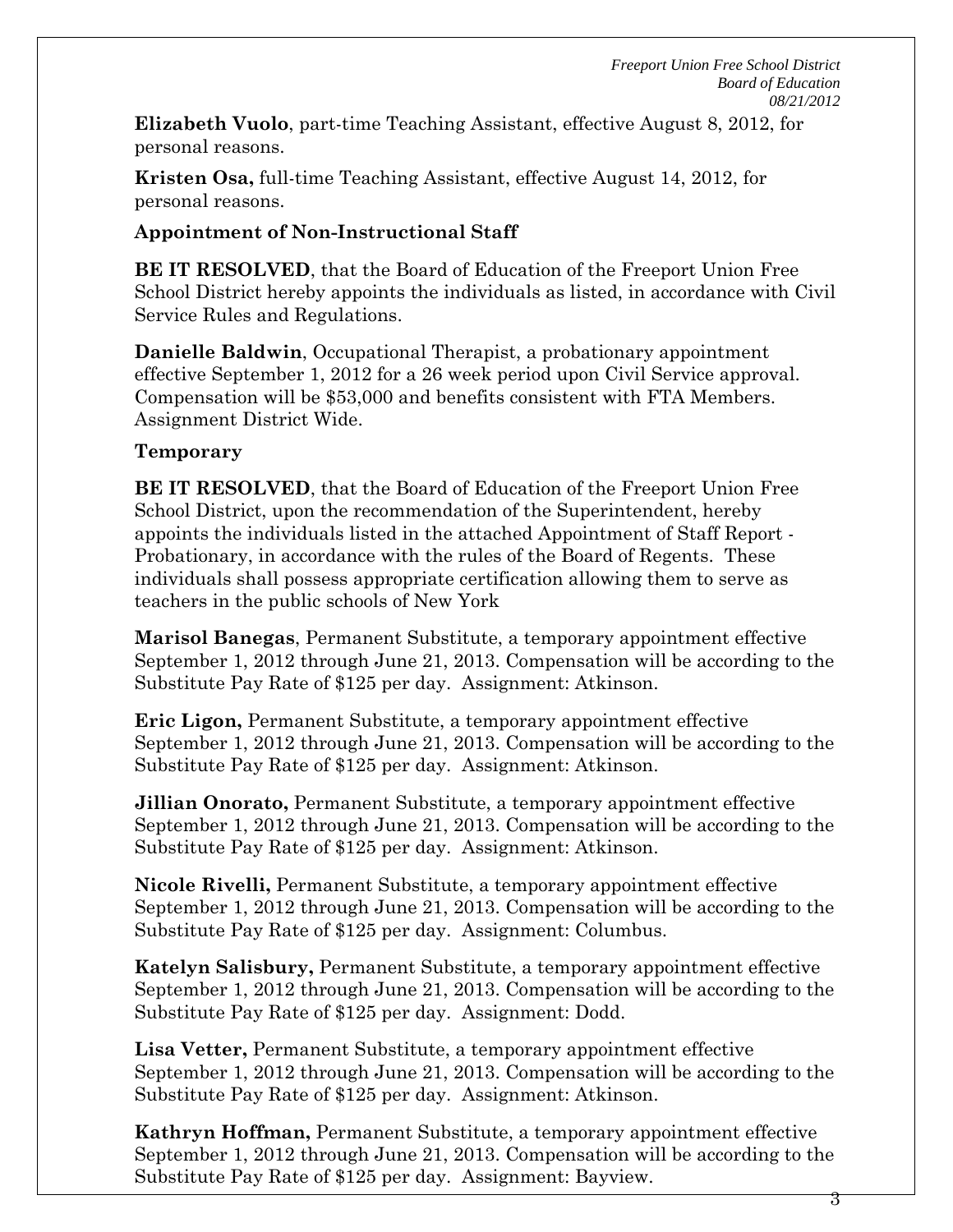**Elizabeth Vuolo**, part-time Teaching Assistant, effective August 8, 2012, for personal reasons.

**Kristen Osa,** full-time Teaching Assistant, effective August 14, 2012, for personal reasons.

**Appointment of Non-Instructional Staff**

**BE IT RESOLVED**, that the Board of Education of the Freeport Union Free School District hereby appoints the individuals as listed, in accordance with Civil Service Rules and Regulations.

**Danielle Baldwin**, Occupational Therapist, a probationary appointment effective September 1, 2012 for a 26 week period upon Civil Service approval. Compensation will be $53,000 and benefits consistent with FTA Members. Assignment District Wide.

**Temporary**

**BE IT RESOLVED**, that the Board of Education of the Freeport Union Free School District, upon the recommendation of the Superintendent, hereby appoints the individuals listed in the attached Appointment of Staff Report - Probationary, in accordance with the rules of the Board of Regents. These individuals shall possess appropriate certification allowing them to serve as teachers in the public schools of New York

**Marisol Banegas**, Permanent Substitute, a temporary appointment effective September 1, 2012 through June 21, 2013. Compensation will be according to the Substitute Pay Rate of $125 per day. Assignment: Atkinson.

**Eric Ligon,** Permanent Substitute, a temporary appointment effective September 1, 2012 through June 21, 2013. Compensation will be according to the Substitute Pay Rate of $125 per day. Assignment: Atkinson.

**Jillian Onorato,** Permanent Substitute, a temporary appointment effective September 1, 2012 through June 21, 2013. Compensation will be according to the Substitute Pay Rate of $125 per day. Assignment: Atkinson.

**Nicole Rivelli,** Permanent Substitute, a temporary appointment effective September 1, 2012 through June 21, 2013. Compensation will be according to the Substitute Pay Rate of $125 per day. Assignment: Columbus.

**Katelyn Salisbury,** Permanent Substitute, a temporary appointment effective September 1, 2012 through June 21, 2013. Compensation will be according to the Substitute Pay Rate of $125 per day. Assignment: Dodd.

**Lisa Vetter,** Permanent Substitute, a temporary appointment effective September 1, 2012 through June 21, 2013. Compensation will be according to the Substitute Pay Rate of $125 per day. Assignment: Atkinson.

**Kathryn Hoffman,** Permanent Substitute, a temporary appointment effective September 1, 2012 through June 21, 2013. Compensation will be according to the Substitute Pay Rate of $125 per day. Assignment: Bayview.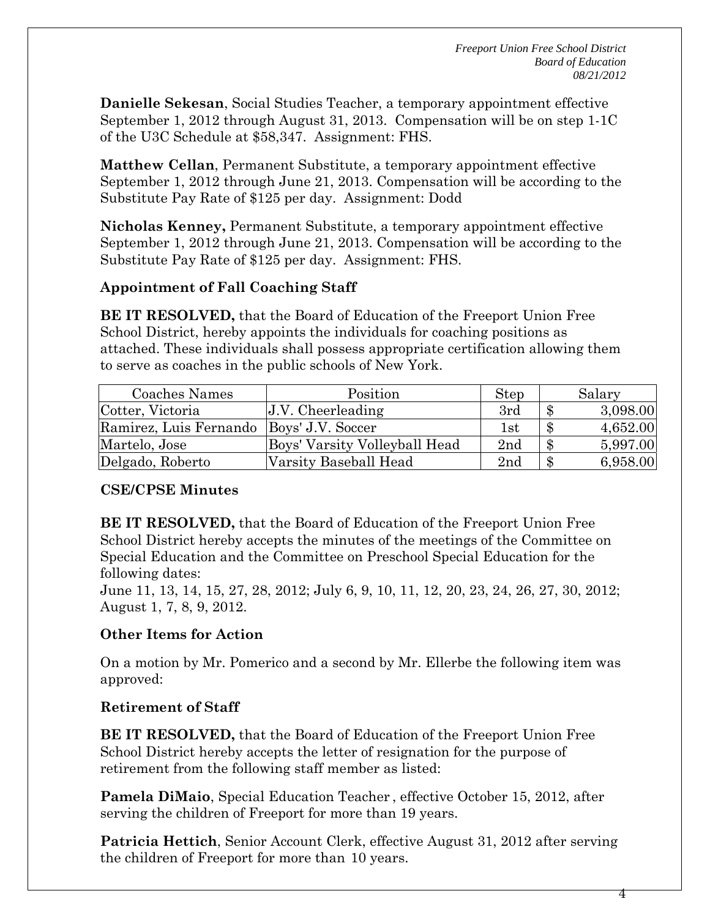**Danielle Sekesan**, Social Studies Teacher, a temporary appointment effective September 1, 2012 through August 31, 2013. Compensation will be on step 1-1C of the U3C Schedule at $58,347. Assignment: FHS.

**Matthew Cellan**, Permanent Substitute, a temporary appointment effective September 1, 2012 through June 21, 2013. Compensation will be according to the Substitute Pay Rate of $125 per day. Assignment: Dodd

**Nicholas Kenney,** Permanent Substitute, a temporary appointment effective September 1, 2012 through June 21, 2013. Compensation will be according to the Substitute Pay Rate of $125 per day. Assignment: FHS.

### Appointment of Fall Coaching Staff

**BE IT RESOLVED,** that the Board of Education of the Freeport Union Free School District, hereby appoints the individuals for coaching positions as attached. These individuals shall possess appropriate certification allowing them to serve as coaches in the public schools of New York.

| Coaches Names | Position | Step | Salary |
|---|---|---|---|
| Cotter, Victoria | J.V. Cheerleading | 3rd | $ 3,098.00 |
| Ramirez, Luis Fernando | Boys' J.V. Soccer | 1st | $ 4,652.00 |
| Martelo, Jose | Boys' Varsity Volleyball Head | 2nd | $ 5,997.00 |
| Delgado, Roberto | Varsity Baseball Head | 2nd | $ 6,958.00 |

### CSE/CPSE Minutes

**BE IT RESOLVED,** that the Board of Education of the Freeport Union Free School District hereby accepts the minutes of the meetings of the Committee on Special Education and the Committee on Preschool Special Education for the following dates:
June 11, 13, 14, 15, 27, 28, 2012; July 6, 9, 10, 11, 12, 20, 23, 24, 26, 27, 30, 2012; August 1, 7, 8, 9, 2012.

### Other Items for Action

On a motion by Mr. Pomerico and a second by Mr. Ellerbe the following item was approved:

### Retirement of Staff

**BE IT RESOLVED,** that the Board of Education of the Freeport Union Free School District hereby accepts the letter of resignation for the purpose of retirement from the following staff member as listed:

**Pamela DiMaio**, Special Education Teacher , effective October 15, 2012, after serving the children of Freeport for more than 19 years.

**Patricia Hettich**, Senior Account Clerk, effective August 31, 2012 after serving the children of Freeport for more than 10 years.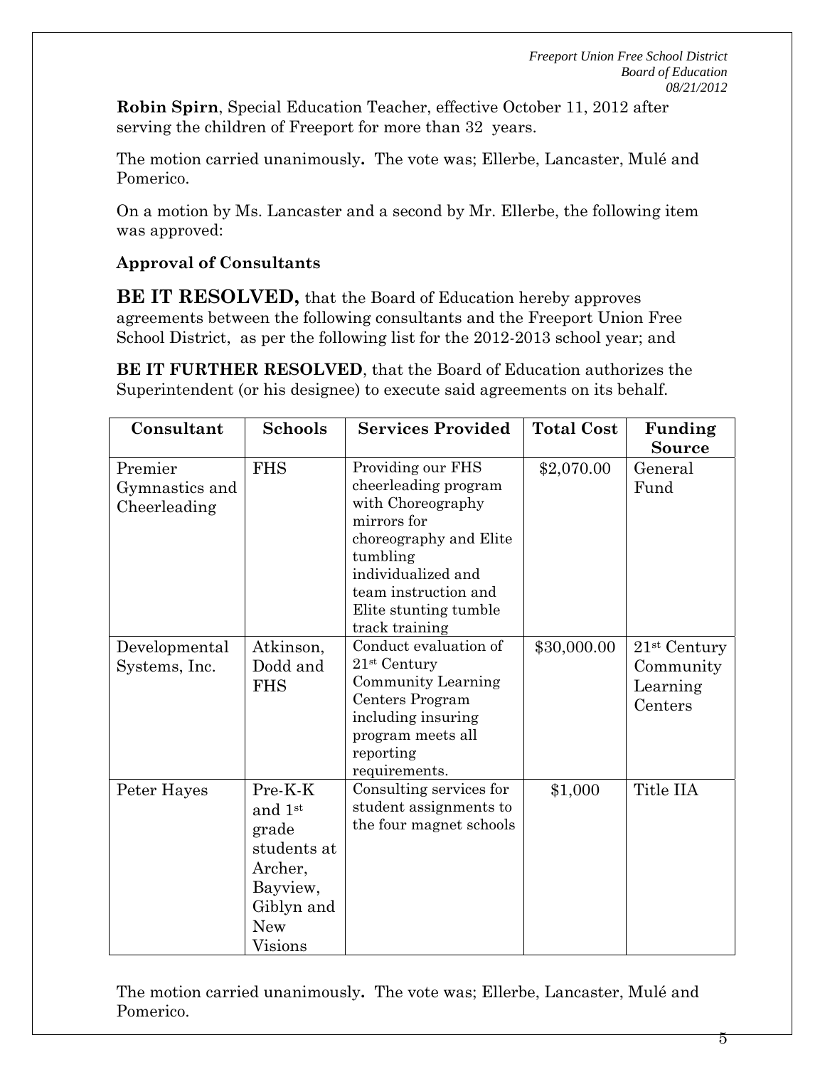**Robin Spirn**, Special Education Teacher, effective October 11, 2012 after serving the children of Freeport for more than 32 years.

The motion carried unanimously**.** The vote was; Ellerbe, Lancaster, Mulé and Pomerico.

On a motion by Ms. Lancaster and a second by Mr. Ellerbe, the following item was approved:

**Approval of Consultants**

**BE IT RESOLVED,** that the Board of Education hereby approves agreements between the following consultants and the Freeport Union Free School District, as per the following list for the 2012-2013 school year; and

**BE IT FURTHER RESOLVED**, that the Board of Education authorizes the Superintendent (or his designee) to execute said agreements on its behalf.

| Consultant | Schools | Services Provided | Total Cost | Funding Source |
|---|---|---|---|---|
| Premier Gymnastics and Cheerleading | FHS | Providing our FHS cheerleading program with Choreography mirrors for choreography and Elite tumbling individualized and team instruction and Elite stunting tumble track training | \$2,070.00 | General Fund |
| Developmental Systems, Inc. | Atkinson, Dodd and FHS | Conduct evaluation of 21st Century Community Learning Centers Program including insuring program meets all reporting requirements. | \$30,000.00 | 21st Century Community Learning Centers |
| Peter Hayes | Pre-K-K and 1st grade students at Archer, Bayview, Giblyn and New Visions | Consulting services for student assignments to the four magnet schools | \$1,000 | Title IIA |

The motion carried unanimously**.** The vote was; Ellerbe, Lancaster, Mulé and Pomerico.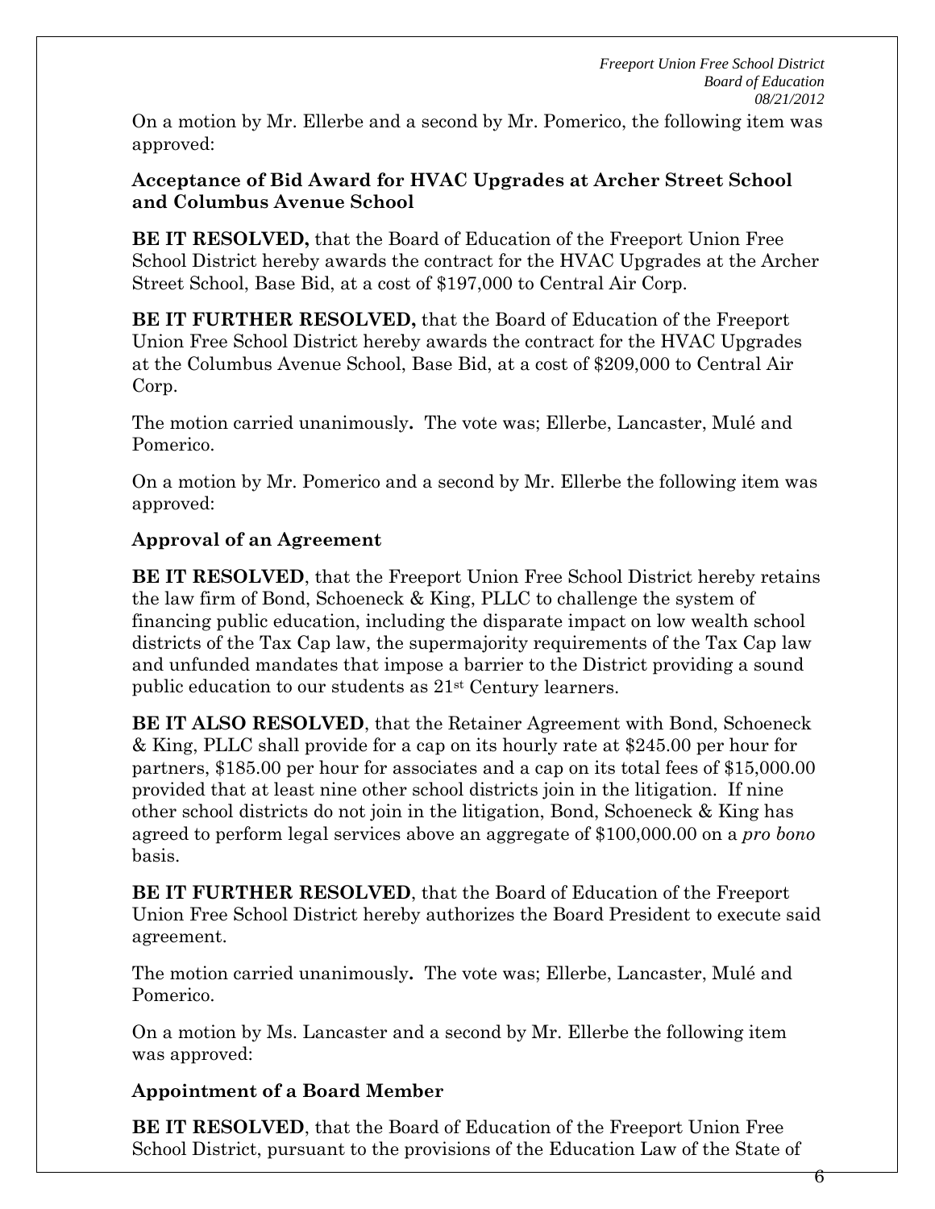On a motion by Mr. Ellerbe and a second by Mr. Pomerico, the following item was approved:

**Acceptance of Bid Award for HVAC Upgrades at Archer Street School and Columbus Avenue School**

**BE IT RESOLVED,** that the Board of Education of the Freeport Union Free School District hereby awards the contract for the HVAC Upgrades at the Archer Street School, Base Bid, at a cost of $197,000 to Central Air Corp.

**BE IT FURTHER RESOLVED,** that the Board of Education of the Freeport Union Free School District hereby awards the contract for the HVAC Upgrades at the Columbus Avenue School, Base Bid, at a cost of $209,000 to Central Air Corp.

The motion carried unanimously**.** The vote was; Ellerbe, Lancaster, Mulé and Pomerico.

On a motion by Mr. Pomerico and a second by Mr. Ellerbe the following item was approved:

**Approval of an Agreement**

**BE IT RESOLVED**, that the Freeport Union Free School District hereby retains the law firm of Bond, Schoeneck & King, PLLC to challenge the system of financing public education, including the disparate impact on low wealth school districts of the Tax Cap law, the supermajority requirements of the Tax Cap law and unfunded mandates that impose a barrier to the District providing a sound public education to our students as 21st Century learners.

**BE IT ALSO RESOLVED**, that the Retainer Agreement with Bond, Schoeneck & King, PLLC shall provide for a cap on its hourly rate at $245.00 per hour for partners, $185.00 per hour for associates and a cap on its total fees of $15,000.00 provided that at least nine other school districts join in the litigation. If nine other school districts do not join in the litigation, Bond, Schoeneck & King has agreed to perform legal services above an aggregate of $100,000.00 on a *pro bono* basis.

**BE IT FURTHER RESOLVED**, that the Board of Education of the Freeport Union Free School District hereby authorizes the Board President to execute said agreement.

The motion carried unanimously**.** The vote was; Ellerbe, Lancaster, Mulé and Pomerico.

On a motion by Ms. Lancaster and a second by Mr. Ellerbe the following item was approved:

**Appointment of a Board Member**

**BE IT RESOLVED**, that the Board of Education of the Freeport Union Free School District, pursuant to the provisions of the Education Law of the State of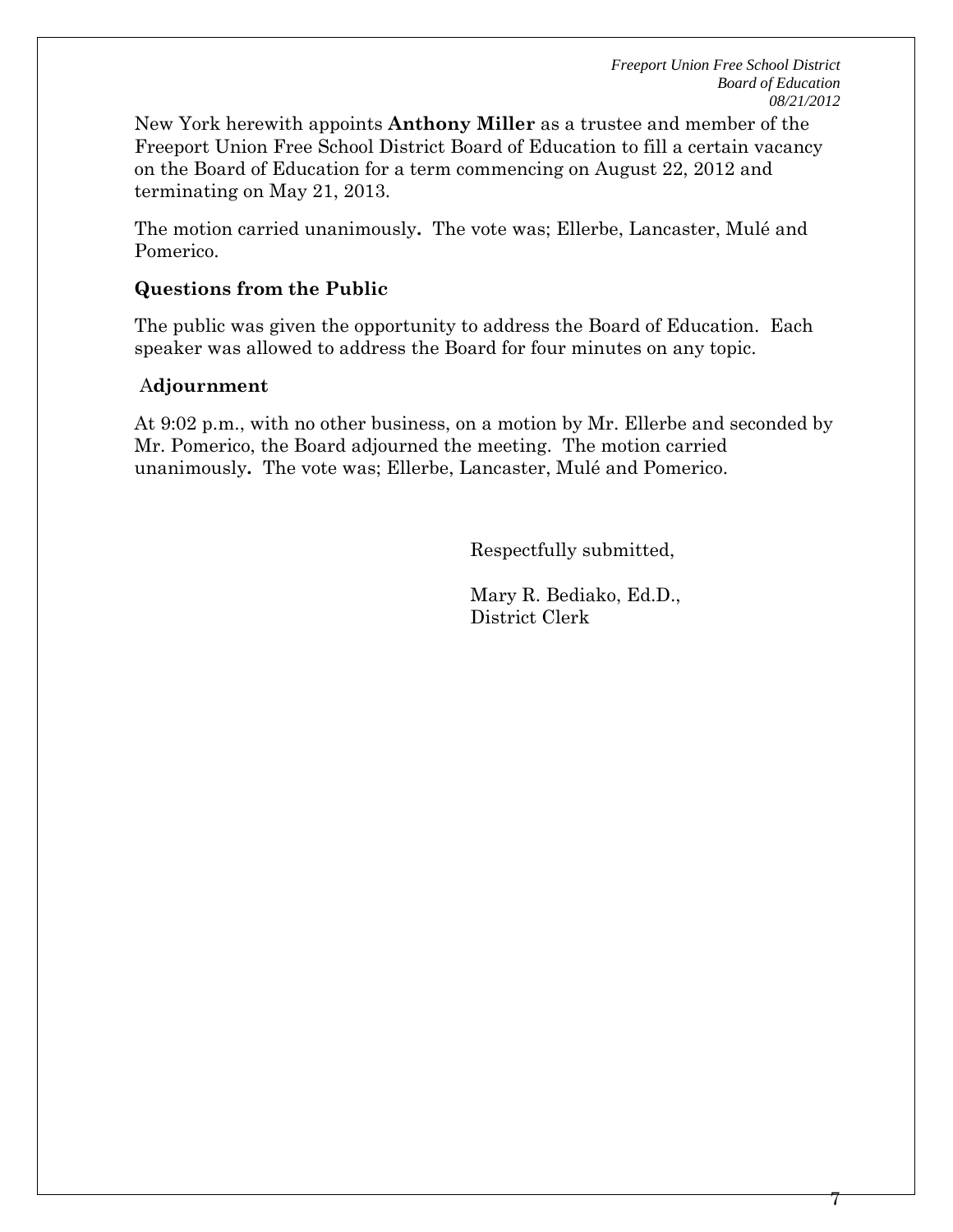New York herewith appoints **Anthony Miller** as a trustee and member of the Freeport Union Free School District Board of Education to fill a certain vacancy on the Board of Education for a term commencing on August 22, 2012 and terminating on May 21, 2013.

The motion carried unanimously**.** The vote was; Ellerbe, Lancaster, Mulé and Pomerico.

**Questions from the Public**

The public was given the opportunity to address the Board of Education. Each speaker was allowed to address the Board for four minutes on any topic.

**Adjournment**

At 9:02 p.m., with no other business, on a motion by Mr. Ellerbe and seconded by Mr. Pomerico, the Board adjourned the meeting. The motion carried unanimously**.** The vote was; Ellerbe, Lancaster, Mulé and Pomerico.

Respectfully submitted,

Mary R. Bediako, Ed.D.,
District Clerk